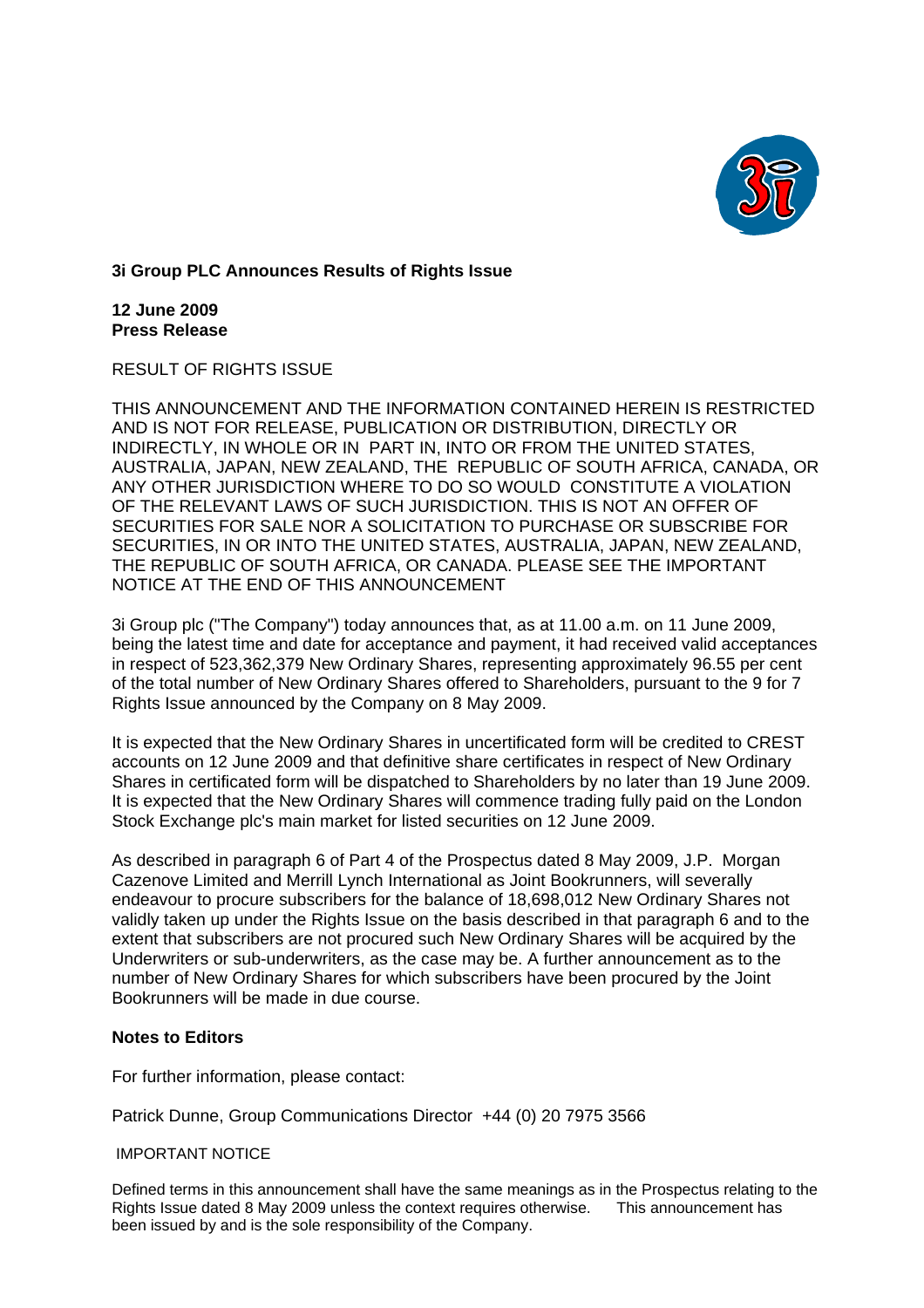**3i Group PLC Announces Results of Rights Issue**

**12 June 2009**
**Press Release**

RESULT OF RIGHTS ISSUE

THIS ANNOUNCEMENT AND THE INFORMATION CONTAINED HEREIN IS RESTRICTED AND IS NOT FOR RELEASE, PUBLICATION OR DISTRIBUTION, DIRECTLY OR INDIRECTLY, IN WHOLE OR IN PART IN, INTO OR FROM THE UNITED STATES, AUSTRALIA, JAPAN, NEW ZEALAND, THE REPUBLIC OF SOUTH AFRICA, CANADA, OR ANY OTHER JURISDICTION WHERE TO DO SO WOULD CONSTITUTE A VIOLATION OF THE RELEVANT LAWS OF SUCH JURISDICTION. THIS IS NOT AN OFFER OF SECURITIES FOR SALE NOR A SOLICITATION TO PURCHASE OR SUBSCRIBE FOR SECURITIES, IN OR INTO THE UNITED STATES, AUSTRALIA, JAPAN, NEW ZEALAND, THE REPUBLIC OF SOUTH AFRICA, OR CANADA. PLEASE SEE THE IMPORTANT NOTICE AT THE END OF THIS ANNOUNCEMENT

3i Group plc ("The Company") today announces that, as at 11.00 a.m. on 11 June 2009, being the latest time and date for acceptance and payment, it had received valid acceptances in respect of 523,362,379 New Ordinary Shares, representing approximately 96.55 per cent of the total number of New Ordinary Shares offered to Shareholders, pursuant to the 9 for 7 Rights Issue announced by the Company on 8 May 2009.

It is expected that the New Ordinary Shares in uncertificated form will be credited to CREST accounts on 12 June 2009 and that definitive share certificates in respect of New Ordinary Shares in certificated form will be dispatched to Shareholders by no later than 19 June 2009. It is expected that the New Ordinary Shares will commence trading fully paid on the London Stock Exchange plc's main market for listed securities on 12 June 2009.

As described in paragraph 6 of Part 4 of the Prospectus dated 8 May 2009, J.P. Morgan Cazenove Limited and Merrill Lynch International as Joint Bookrunners, will severally endeavour to procure subscribers for the balance of 18,698,012 New Ordinary Shares not validly taken up under the Rights Issue on the basis described in that paragraph 6 and to the extent that subscribers are not procured such New Ordinary Shares will be acquired by the Underwriters or sub-underwriters, as the case may be. A further announcement as to the number of New Ordinary Shares for which subscribers have been procured by the Joint Bookrunners will be made in due course.

**Notes to Editors**

For further information, please contact:

Patrick Dunne, Group Communications Director +44 (0) 20 7975 3566

IMPORTANT NOTICE

Defined terms in this announcement shall have the same meanings as in the Prospectus relating to the Rights Issue dated 8 May 2009 unless the context requires otherwise. This announcement has been issued by and is the sole responsibility of the Company.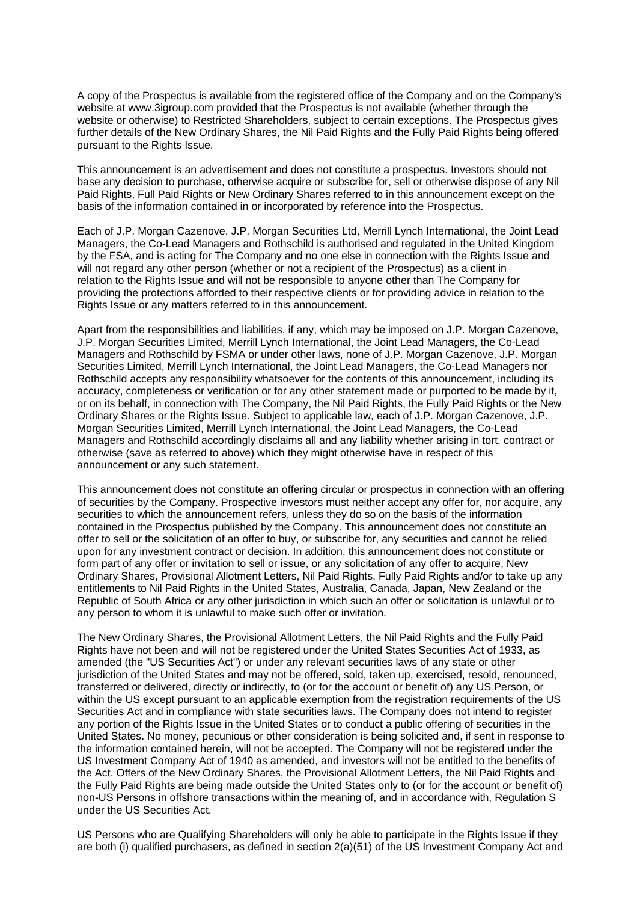A copy of the Prospectus is available from the registered office of the Company and on the Company's website at www.3igroup.com provided that the Prospectus is not available (whether through the website or otherwise) to Restricted Shareholders, subject to certain exceptions. The Prospectus gives further details of the New Ordinary Shares, the Nil Paid Rights and the Fully Paid Rights being offered pursuant to the Rights Issue.

This announcement is an advertisement and does not constitute a prospectus. Investors should not base any decision to purchase, otherwise acquire or subscribe for, sell or otherwise dispose of any Nil Paid Rights, Full Paid Rights or New Ordinary Shares referred to in this announcement except on the basis of the information contained in or incorporated by reference into the Prospectus.

Each of J.P. Morgan Cazenove, J.P. Morgan Securities Ltd, Merrill Lynch International, the Joint Lead Managers, the Co-Lead Managers and Rothschild is authorised and regulated in the United Kingdom by the FSA, and is acting for The Company and no one else in connection with the Rights Issue and will not regard any other person (whether or not a recipient of the Prospectus) as a client in relation to the Rights Issue and will not be responsible to anyone other than The Company for providing the protections afforded to their respective clients or for providing advice in relation to the Rights Issue or any matters referred to in this announcement.

Apart from the responsibilities and liabilities, if any, which may be imposed on J.P. Morgan Cazenove, J.P. Morgan Securities Limited, Merrill Lynch International, the Joint Lead Managers, the Co-Lead Managers and Rothschild by FSMA or under other laws, none of J.P. Morgan Cazenove, J.P. Morgan Securities Limited, Merrill Lynch International, the Joint Lead Managers, the Co-Lead Managers nor Rothschild accepts any responsibility whatsoever for the contents of this announcement, including its accuracy, completeness or verification or for any other statement made or purported to be made by it, or on its behalf, in connection with The Company, the Nil Paid Rights, the Fully Paid Rights or the New Ordinary Shares or the Rights Issue. Subject to applicable law, each of J.P. Morgan Cazenove, J.P. Morgan Securities Limited, Merrill Lynch International, the Joint Lead Managers, the Co-Lead Managers and Rothschild accordingly disclaims all and any liability whether arising in tort, contract or otherwise (save as referred to above) which they might otherwise have in respect of this announcement or any such statement.

This announcement does not constitute an offering circular or prospectus in connection with an offering of securities by the Company. Prospective investors must neither accept any offer for, nor acquire, any securities to which the announcement refers, unless they do so on the basis of the information contained in the Prospectus published by the Company. This announcement does not constitute an offer to sell or the solicitation of an offer to buy, or subscribe for, any securities and cannot be relied upon for any investment contract or decision. In addition, this announcement does not constitute or form part of any offer or invitation to sell or issue, or any solicitation of any offer to acquire, New Ordinary Shares, Provisional Allotment Letters, Nil Paid Rights, Fully Paid Rights and/or to take up any entitlements to Nil Paid Rights in the United States, Australia, Canada, Japan, New Zealand or the Republic of South Africa or any other jurisdiction in which such an offer or solicitation is unlawful or to any person to whom it is unlawful to make such offer or invitation.

The New Ordinary Shares, the Provisional Allotment Letters, the Nil Paid Rights and the Fully Paid Rights have not been and will not be registered under the United States Securities Act of 1933, as amended (the "US Securities Act") or under any relevant securities laws of any state or other jurisdiction of the United States and may not be offered, sold, taken up, exercised, resold, renounced, transferred or delivered, directly or indirectly, to (or for the account or benefit of) any US Person, or within the US except pursuant to an applicable exemption from the registration requirements of the US Securities Act and in compliance with state securities laws. The Company does not intend to register any portion of the Rights Issue in the United States or to conduct a public offering of securities in the United States. No money, pecunious or other consideration is being solicited and, if sent in response to the information contained herein, will not be accepted. The Company will not be registered under the US Investment Company Act of 1940 as amended, and investors will not be entitled to the benefits of the Act. Offers of the New Ordinary Shares, the Provisional Allotment Letters, the Nil Paid Rights and the Fully Paid Rights are being made outside the United States only to (or for the account or benefit of) non-US Persons in offshore transactions within the meaning of, and in accordance with, Regulation S under the US Securities Act.

US Persons who are Qualifying Shareholders will only be able to participate in the Rights Issue if they are both (i) qualified purchasers, as defined in section 2(a)(51) of the US Investment Company Act and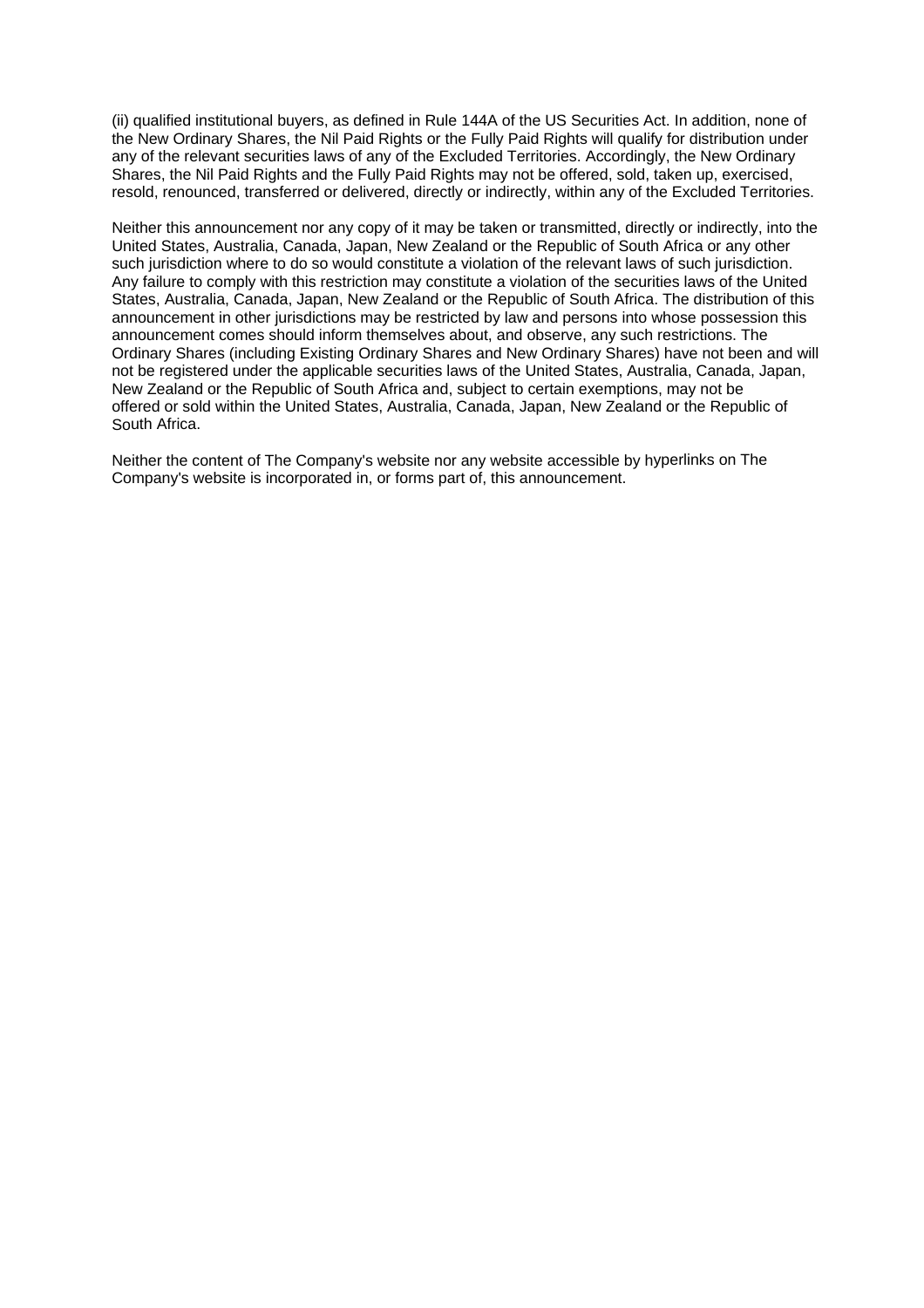(ii) qualified institutional buyers, as defined in Rule 144A of the US Securities Act. In addition, none of the New Ordinary Shares, the Nil Paid Rights or the Fully Paid Rights will qualify for distribution under any of the relevant securities laws of any of the Excluded Territories. Accordingly, the New Ordinary Shares, the Nil Paid Rights and the Fully Paid Rights may not be offered, sold, taken up, exercised, resold, renounced, transferred or delivered, directly or indirectly, within any of the Excluded Territories.

Neither this announcement nor any copy of it may be taken or transmitted, directly or indirectly, into the United States, Australia, Canada, Japan, New Zealand or the Republic of South Africa or any other such jurisdiction where to do so would constitute a violation of the relevant laws of such jurisdiction. Any failure to comply with this restriction may constitute a violation of the securities laws of the United States, Australia, Canada, Japan, New Zealand or the Republic of South Africa. The distribution of this announcement in other jurisdictions may be restricted by law and persons into whose possession this announcement comes should inform themselves about, and observe, any such restrictions. The Ordinary Shares (including Existing Ordinary Shares and New Ordinary Shares) have not been and will not be registered under the applicable securities laws of the United States, Australia, Canada, Japan, New Zealand or the Republic of South Africa and, subject to certain exemptions, may not be offered or sold within the United States, Australia, Canada, Japan, New Zealand or the Republic of South Africa.

Neither the content of The Company's website nor any website accessible by hyperlinks on The Company's website is incorporated in, or forms part of, this announcement.